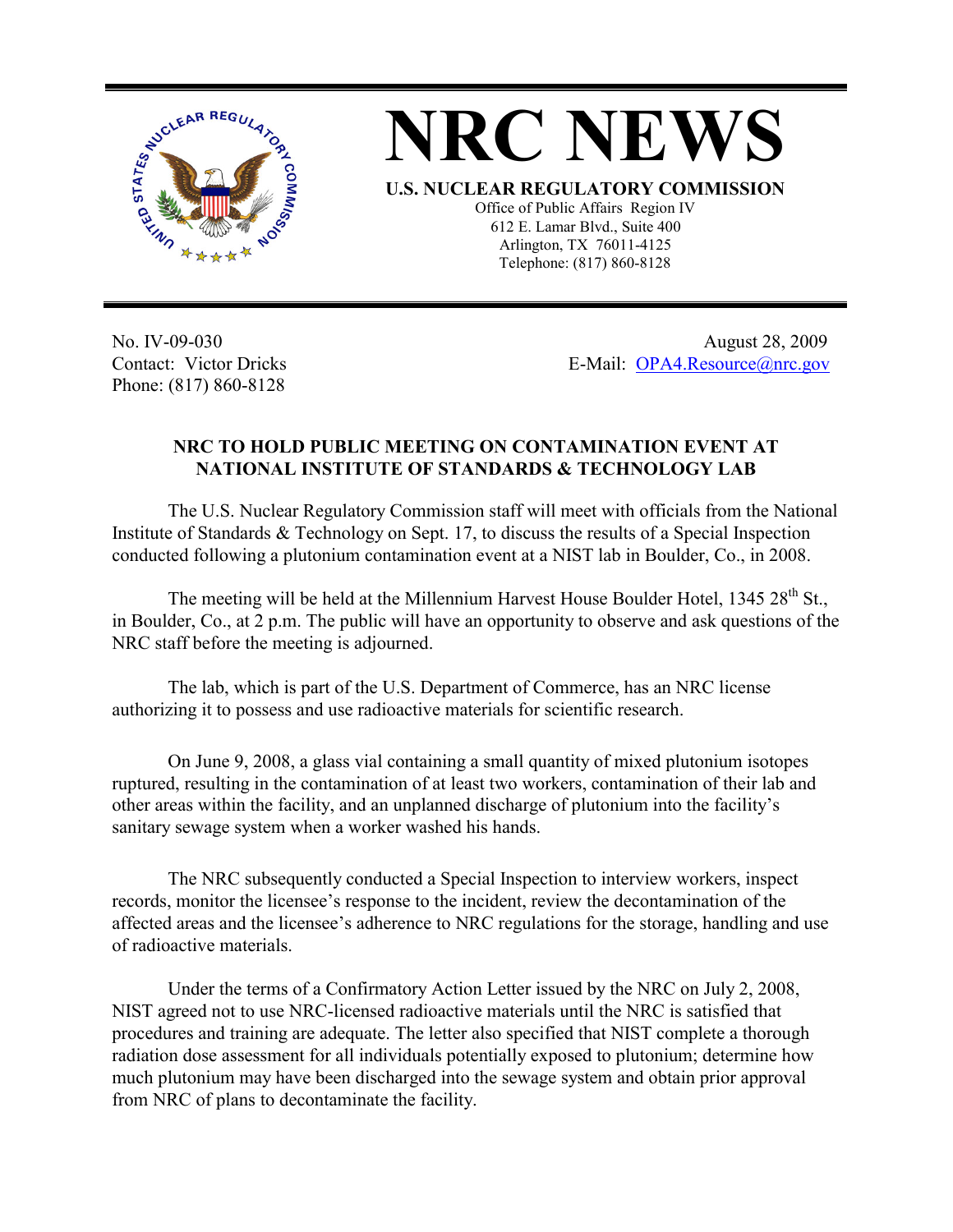# NRC NEWS

**U.S. NUCLEAR REGULATORY COMMISSION**

Office of Public Affairs Region IV
612 E. Lamar Blvd., Suite 400
Arlington, TX 76011-4125
Telephone: (817) 860-8128

No. IV-09-030
Contact: Victor Dricks
Phone: (817) 860-8128

August 28, 2009
E-Mail: OPA4.Resource@nrc.gov

## NRC TO HOLD PUBLIC MEETING ON CONTAMINATION EVENT AT NATIONAL INSTITUTE OF STANDARDS & TECHNOLOGY LAB

The U.S. Nuclear Regulatory Commission staff will meet with officials from the National Institute of Standards & Technology on Sept. 17, to discuss the results of a Special Inspection conducted following a plutonium contamination event at a NIST lab in Boulder, Co., in 2008.

The meeting will be held at the Millennium Harvest House Boulder Hotel, 1345 28th St., in Boulder, Co., at 2 p.m. The public will have an opportunity to observe and ask questions of the NRC staff before the meeting is adjourned.

The lab, which is part of the U.S. Department of Commerce, has an NRC license authorizing it to possess and use radioactive materials for scientific research.

On June 9, 2008, a glass vial containing a small quantity of mixed plutonium isotopes ruptured, resulting in the contamination of at least two workers, contamination of their lab and other areas within the facility, and an unplanned discharge of plutonium into the facility's sanitary sewage system when a worker washed his hands.

The NRC subsequently conducted a Special Inspection to interview workers, inspect records, monitor the licensee's response to the incident, review the decontamination of the affected areas and the licensee's adherence to NRC regulations for the storage, handling and use of radioactive materials.

Under the terms of a Confirmatory Action Letter issued by the NRC on July 2, 2008, NIST agreed not to use NRC-licensed radioactive materials until the NRC is satisfied that procedures and training are adequate. The letter also specified that NIST complete a thorough radiation dose assessment for all individuals potentially exposed to plutonium; determine how much plutonium may have been discharged into the sewage system and obtain prior approval from NRC of plans to decontaminate the facility.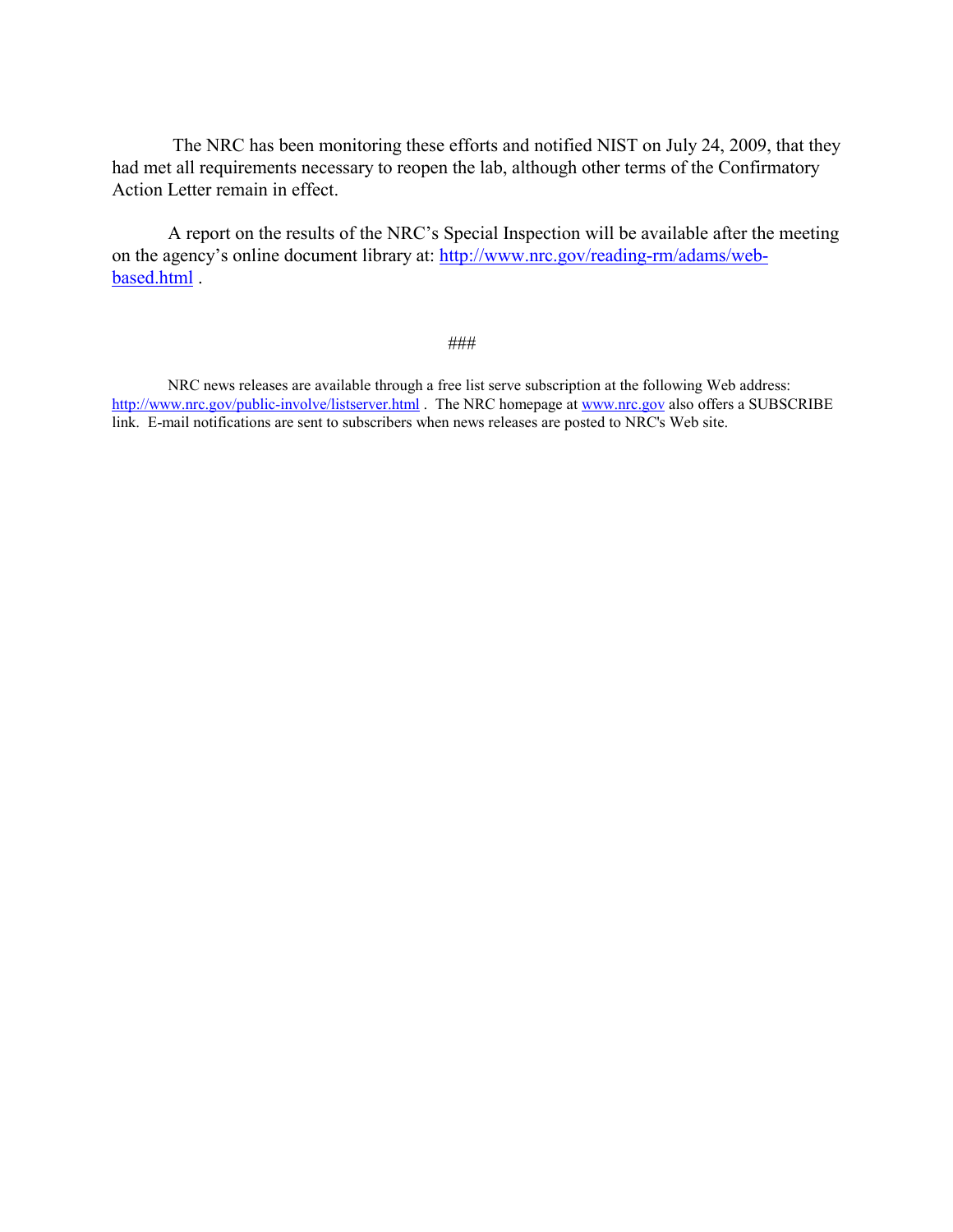The NRC has been monitoring these efforts and notified NIST on July 24, 2009, that they had met all requirements necessary to reopen the lab, although other terms of the Confirmatory Action Letter remain in effect.

A report on the results of the NRC's Special Inspection will be available after the meeting on the agency's online document library at: http://www.nrc.gov/reading-rm/adams/web-based.html .

###

NRC news releases are available through a free list serve subscription at the following Web address: http://www.nrc.gov/public-involve/listserver.html . The NRC homepage at www.nrc.gov also offers a SUBSCRIBE link. E-mail notifications are sent to subscribers when news releases are posted to NRC's Web site.